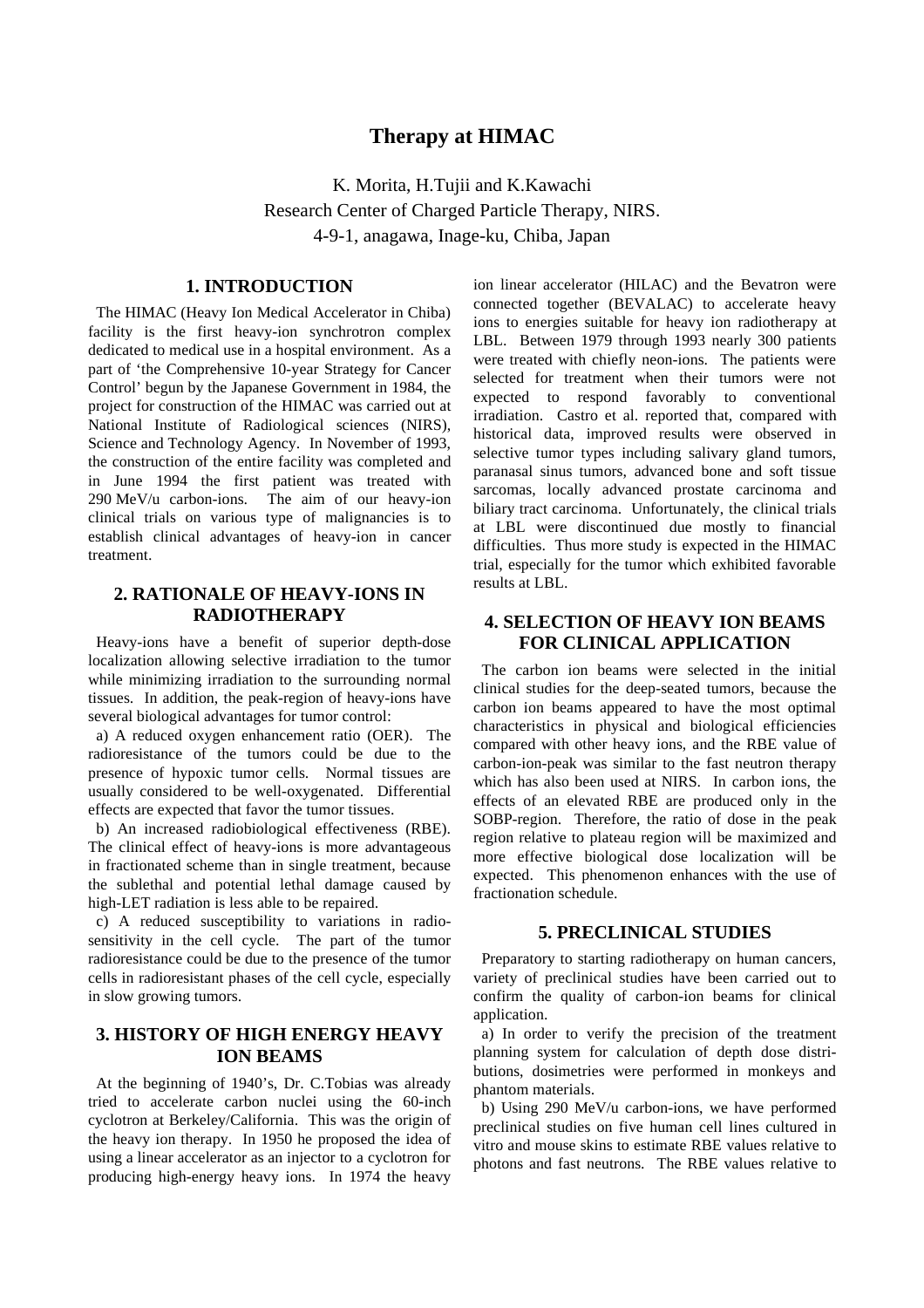# Therapy at HIMAC

K. Morita, H.Tujii and K.Kawachi
Research Center of Charged Particle Therapy, NIRS.
4-9-1, anagawa, Inage-ku, Chiba, Japan

## 1. INTRODUCTION

The HIMAC (Heavy Ion Medical Accelerator in Chiba) facility is the first heavy-ion synchrotron complex dedicated to medical use in a hospital environment. As a part of 'the Comprehensive 10-year Strategy for Cancer Control' begun by the Japanese Government in 1984, the project for construction of the HIMAC was carried out at National Institute of Radiological sciences (NIRS), Science and Technology Agency. In November of 1993, the construction of the entire facility was completed and in June 1994 the first patient was treated with 290 MeV/u carbon-ions. The aim of our heavy-ion clinical trials on various type of malignancies is to establish clinical advantages of heavy-ion in cancer treatment.

## 2. RATIONALE OF HEAVY-IONS IN RADIOTHERAPY

Heavy-ions have a benefit of superior depth-dose localization allowing selective irradiation to the tumor while minimizing irradiation to the surrounding normal tissues. In addition, the peak-region of heavy-ions have several biological advantages for tumor control:

a) A reduced oxygen enhancement ratio (OER). The radioresistance of the tumors could be due to the presence of hypoxic tumor cells. Normal tissues are usually considered to be well-oxygenated. Differential effects are expected that favor the tumor tissues.

b) An increased radiobiological effectiveness (RBE). The clinical effect of heavy-ions is more advantageous in fractionated scheme than in single treatment, because the sublethal and potential lethal damage caused by high-LET radiation is less able to be repaired.

c) A reduced susceptibility to variations in radio-sensitivity in the cell cycle. The part of the tumor radioresistance could be due to the presence of the tumor cells in radioresistant phases of the cell cycle, especially in slow growing tumors.

## 3. HISTORY OF HIGH ENERGY HEAVY ION BEAMS

At the beginning of 1940's, Dr. C.Tobias was already tried to accelerate carbon nuclei using the 60-inch cyclotron at Berkeley/California. This was the origin of the heavy ion therapy. In 1950 he proposed the idea of using a linear accelerator as an injector to a cyclotron for producing high-energy heavy ions. In 1974 the heavy ion linear accelerator (HILAC) and the Bevatron were connected together (BEVALAC) to accelerate heavy ions to energies suitable for heavy ion radiotherapy at LBL. Between 1979 through 1993 nearly 300 patients were treated with chiefly neon-ions. The patients were selected for treatment when their tumors were not expected to respond favorably to conventional irradiation. Castro et al. reported that, compared with historical data, improved results were observed in selective tumor types including salivary gland tumors, paranasal sinus tumors, advanced bone and soft tissue sarcomas, locally advanced prostate carcinoma and biliary tract carcinoma. Unfortunately, the clinical trials at LBL were discontinued due mostly to financial difficulties. Thus more study is expected in the HIMAC trial, especially for the tumor which exhibited favorable results at LBL.

## 4. SELECTION OF HEAVY ION BEAMS FOR CLINICAL APPLICATION

The carbon ion beams were selected in the initial clinical studies for the deep-seated tumors, because the carbon ion beams appeared to have the most optimal characteristics in physical and biological efficiencies compared with other heavy ions, and the RBE value of carbon-ion-peak was similar to the fast neutron therapy which has also been used at NIRS. In carbon ions, the effects of an elevated RBE are produced only in the SOBP-region. Therefore, the ratio of dose in the peak region relative to plateau region will be maximized and more effective biological dose localization will be expected. This phenomenon enhances with the use of fractionation schedule.

## 5. PRECLINICAL STUDIES

Preparatory to starting radiotherapy on human cancers, variety of preclinical studies have been carried out to confirm the quality of carbon-ion beams for clinical application.

a) In order to verify the precision of the treatment planning system for calculation of depth dose distributions, dosimetries were performed in monkeys and phantom materials.

b) Using 290 MeV/u carbon-ions, we have performed preclinical studies on five human cell lines cultured in vitro and mouse skins to estimate RBE values relative to photons and fast neutrons. The RBE values relative to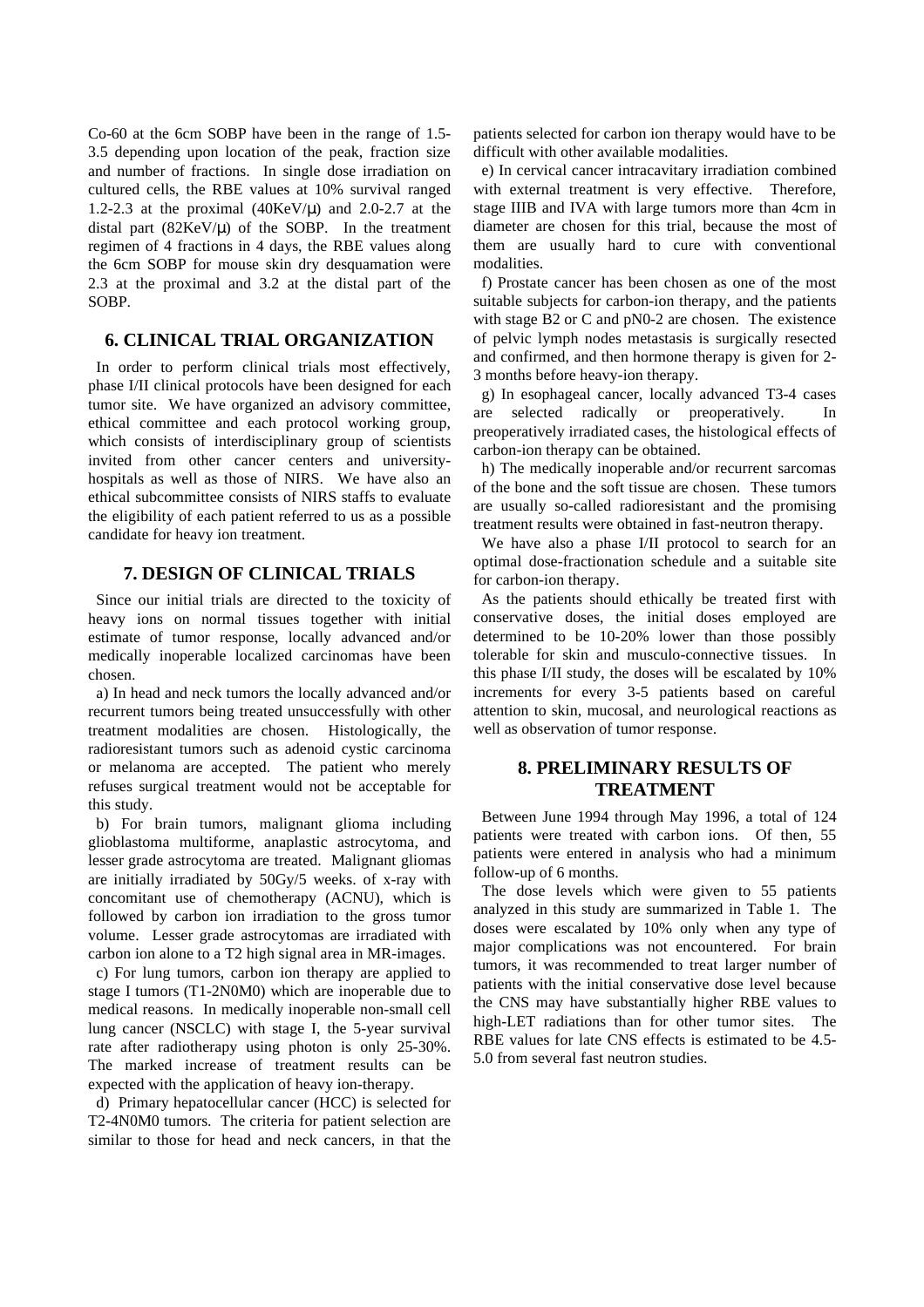Co-60 at the 6cm SOBP have been in the range of 1.5-3.5 depending upon location of the peak, fraction size and number of fractions. In single dose irradiation on cultured cells, the RBE values at 10% survival ranged 1.2-2.3 at the proximal (40KeV/μ) and 2.0-2.7 at the distal part (82KeV/μ) of the SOBP. In the treatment regimen of 4 fractions in 4 days, the RBE values along the 6cm SOBP for mouse skin dry desquamation were 2.3 at the proximal and 3.2 at the distal part of the SOBP.

## 6. CLINICAL TRIAL ORGANIZATION

In order to perform clinical trials most effectively, phase I/II clinical protocols have been designed for each tumor site. We have organized an advisory committee, ethical committee and each protocol working group, which consists of interdisciplinary group of scientists invited from other cancer centers and university-hospitals as well as those of NIRS. We have also an ethical subcommittee consists of NIRS staffs to evaluate the eligibility of each patient referred to us as a possible candidate for heavy ion treatment.

## 7. DESIGN OF CLINICAL TRIALS

Since our initial trials are directed to the toxicity of heavy ions on normal tissues together with initial estimate of tumor response, locally advanced and/or medically inoperable localized carcinomas have been chosen.

a) In head and neck tumors the locally advanced and/or recurrent tumors being treated unsuccessfully with other treatment modalities are chosen. Histologically, the radioresistant tumors such as adenoid cystic carcinoma or melanoma are accepted. The patient who merely refuses surgical treatment would not be acceptable for this study.

b) For brain tumors, malignant glioma including glioblastoma multiforme, anaplastic astrocytoma, and lesser grade astrocytoma are treated. Malignant gliomas are initially irradiated by 50Gy/5 weeks. of x-ray with concomitant use of chemotherapy (ACNU), which is followed by carbon ion irradiation to the gross tumor volume. Lesser grade astrocytomas are irradiated with carbon ion alone to a T2 high signal area in MR-images.

c) For lung tumors, carbon ion therapy are applied to stage I tumors (T1-2N0M0) which are inoperable due to medical reasons. In medically inoperable non-small cell lung cancer (NSCLC) with stage I, the 5-year survival rate after radiotherapy using photon is only 25-30%. The marked increase of treatment results can be expected with the application of heavy ion-therapy.

d) Primary hepatocellular cancer (HCC) is selected for T2-4N0M0 tumors. The criteria for patient selection are similar to those for head and neck cancers, in that the patients selected for carbon ion therapy would have to be difficult with other available modalities.

e) In cervical cancer intracavitary irradiation combined with external treatment is very effective. Therefore, stage IIIB and IVA with large tumors more than 4cm in diameter are chosen for this trial, because the most of them are usually hard to cure with conventional modalities.

f) Prostate cancer has been chosen as one of the most suitable subjects for carbon-ion therapy, and the patients with stage B2 or C and pN0-2 are chosen. The existence of pelvic lymph nodes metastasis is surgically resected and confirmed, and then hormone therapy is given for 2-3 months before heavy-ion therapy.

g) In esophageal cancer, locally advanced T3-4 cases are selected radically or preoperatively. In preoperatively irradiated cases, the histological effects of carbon-ion therapy can be obtained.

h) The medically inoperable and/or recurrent sarcomas of the bone and the soft tissue are chosen. These tumors are usually so-called radioresistant and the promising treatment results were obtained in fast-neutron therapy.

We have also a phase I/II protocol to search for an optimal dose-fractionation schedule and a suitable site for carbon-ion therapy.

As the patients should ethically be treated first with conservative doses, the initial doses employed are determined to be 10-20% lower than those possibly tolerable for skin and musculo-connective tissues. In this phase I/II study, the doses will be escalated by 10% increments for every 3-5 patients based on careful attention to skin, mucosal, and neurological reactions as well as observation of tumor response.

## 8. PRELIMINARY RESULTS OF TREATMENT

Between June 1994 through May 1996, a total of 124 patients were treated with carbon ions. Of then, 55 patients were entered in analysis who had a minimum follow-up of 6 months.

The dose levels which were given to 55 patients analyzed in this study are summarized in Table 1. The doses were escalated by 10% only when any type of major complications was not encountered. For brain tumors, it was recommended to treat larger number of patients with the initial conservative dose level because the CNS may have substantially higher RBE values to high-LET radiations than for other tumor sites. The RBE values for late CNS effects is estimated to be 4.5-5.0 from several fast neutron studies.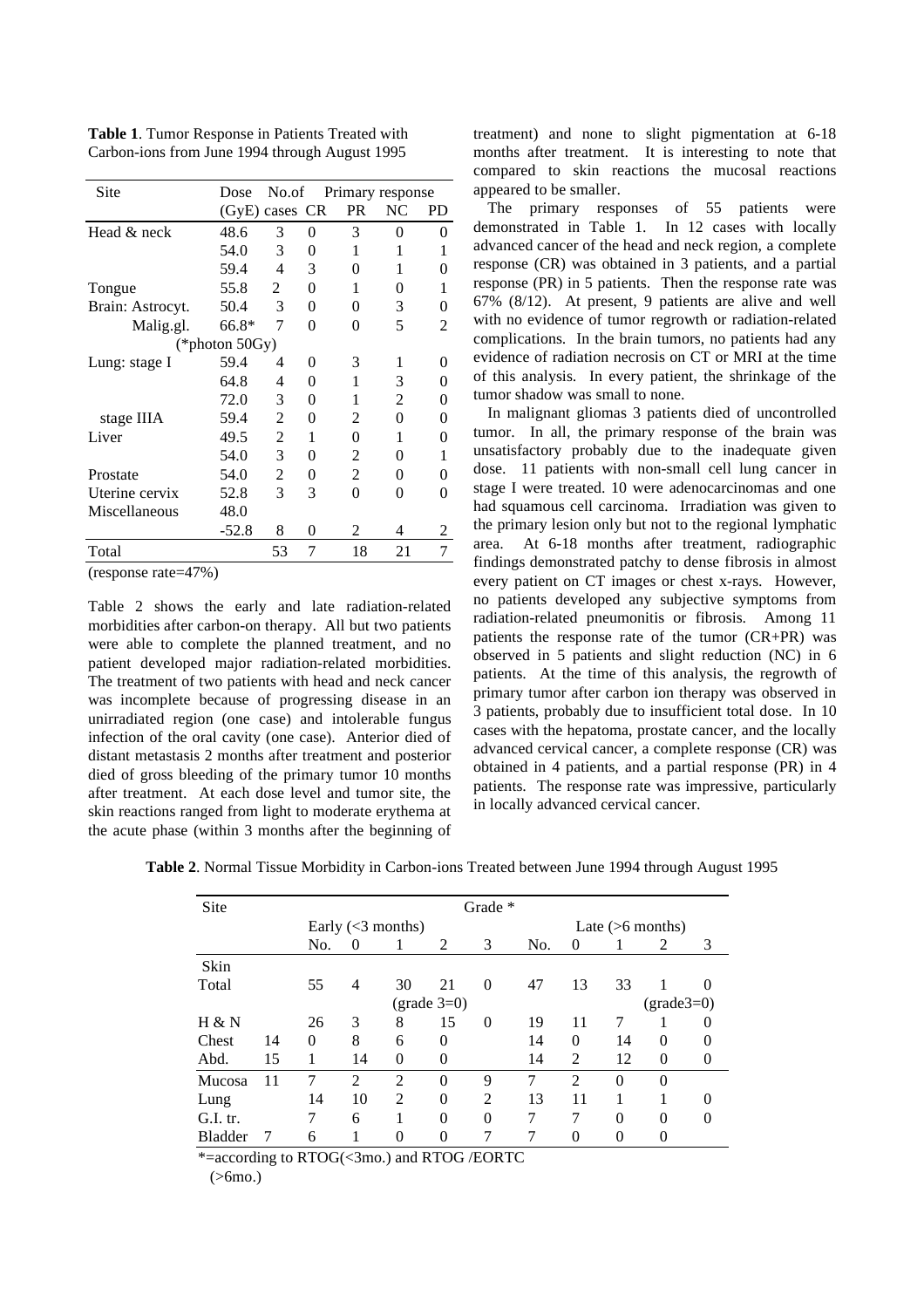**Table 1**. Tumor Response in Patients Treated with Carbon-ions from June 1994 through August 1995

| Site | Dose (GyE) | No.of cases | Primary response CR | PR | NC | PD |
|---|---|---|---|---|---|---|
| Head & neck | 48.6 | 3 | 0 | 3 | 0 | 0 |
| | 54.0 | 3 | 0 | 1 | 1 | 1 |
| | 59.4 | 4 | 3 | 0 | 1 | 0 |
| Tongue | 55.8 | 2 | 0 | 1 | 0 | 1 |
| Brain: Astrocyt. | 50.4 | 3 | 0 | 0 | 3 | 0 |
| Malig.gl. | 66.8* | 7 | 0 | 0 | 5 | 2 |
| (*photon 50Gy) | | | | | | |
| Lung: stage I | 59.4 | 4 | 0 | 3 | 1 | 0 |
| | 64.8 | 4 | 0 | 1 | 3 | 0 |
| | 72.0 | 3 | 0 | 1 | 2 | 0 |
| stage IIIA | 59.4 | 2 | 0 | 2 | 0 | 0 |
| Liver | 49.5 | 2 | 1 | 0 | 1 | 0 |
| | 54.0 | 3 | 0 | 2 | 0 | 1 |
| Prostate | 54.0 | 2 | 0 | 2 | 0 | 0 |
| Uterine cervix | 52.8 | 3 | 3 | 0 | 0 | 0 |
| Miscellaneous | 48.0 | | | | | |
| | -52.8 | 8 | 0 | 2 | 4 | 2 |
| Total | | 53 | 7 | 18 | 21 | 7 |

(response rate=47%)

Table 2 shows the early and late radiation-related morbidities after carbon-on therapy. All but two patients were able to complete the planned treatment, and no patient developed major radiation-related morbidities. The treatment of two patients with head and neck cancer was incomplete because of progressing disease in an unirradiated region (one case) and intolerable fungus infection of the oral cavity (one case). Anterior died of distant metastasis 2 months after treatment and posterior died of gross bleeding of the primary tumor 10 months after treatment. At each dose level and tumor site, the skin reactions ranged from light to moderate erythema at the acute phase (within 3 months after the beginning of treatment) and none to slight pigmentation at 6-18 months after treatment. It is interesting to note that compared to skin reactions the mucosal reactions appeared to be smaller.

The primary responses of 55 patients were demonstrated in Table 1. In 12 cases with locally advanced cancer of the head and neck region, a complete response (CR) was obtained in 3 patients, and a partial response (PR) in 5 patients. Then the response rate was 67% (8/12). At present, 9 patients are alive and well with no evidence of tumor regrowth or radiation-related complications. In the brain tumors, no patients had any evidence of radiation necrosis on CT or MRI at the time of this analysis. In every patient, the shrinkage of the tumor shadow was small to none.

In malignant gliomas 3 patients died of uncontrolled tumor. In all, the primary response of the brain was unsatisfactory probably due to the inadequate given dose. 11 patients with non-small cell lung cancer in stage I were treated. 10 were adenocarcinomas and one had squamous cell carcinoma. Irradiation was given to the primary lesion only but not to the regional lymphatic area. At 6-18 months after treatment, radiographic findings demonstrated patchy to dense fibrosis in almost every patient on CT images or chest x-rays. However, no patients developed any subjective symptoms from radiation-related pneumonitis or fibrosis. Among 11 patients the response rate of the tumor (CR+PR) was observed in 5 patients and slight reduction (NC) in 6 patients. At the time of this analysis, the regrowth of primary tumor after carbon ion therapy was observed in 3 patients, probably due to insufficient total dose. In 10 cases with the hepatoma, prostate cancer, and the locally advanced cervical cancer, a complete response (CR) was obtained in 4 patients, and a partial response (PR) in 4 patients. The response rate was impressive, particularly in locally advanced cervical cancer.

**Table 2**. Normal Tissue Morbidity in Carbon-ions Treated between June 1994 through August 1995

| Site | | Grade * Early (<3 months) No. | 0 | 1 | 2 | 3 | Late (>6 months) No. | 0 | 1 | 2 | 3 |
|---|---|---|---|---|---|---|---|---|---|---|---|
| Skin | | | | | | | | | | | |
| Total | | 55 | 4 | 30 | 21 | 0 | 47 | 13 | 33 | 1 | 0 |
| | | | | (grade 3=0) | | | | | | (grade3=0) | |
| H & N | | 26 | 3 | 8 | 15 | 0 | 19 | 11 | 7 | 1 | 0 |
| Chest | 14 | 0 | 8 | 6 | 0 | | 14 | 0 | 14 | 0 | 0 |
| Abd. | 15 | 1 | 14 | 0 | 0 | | 14 | 2 | 12 | 0 | 0 |
| Mucosa | 11 | 7 | | 2 | 0 | 9 | 7 | 2 | 0 | 0 | |
| Lung | | 14 | 10 | 2 | 0 | 2 | 13 | 11 | 1 | 1 | 0 |
| G.I. tr. | | 7 | 6 | 1 | 0 | 0 | 7 | 7 | 0 | 0 | 0 |
| Bladder | 7 | 6 | 1 | 0 | 0 | 7 | 7 | 0 | 0 | 0 | |

*=according to RTOG(<3mo.) and RTOG /EORTC (>6mo.)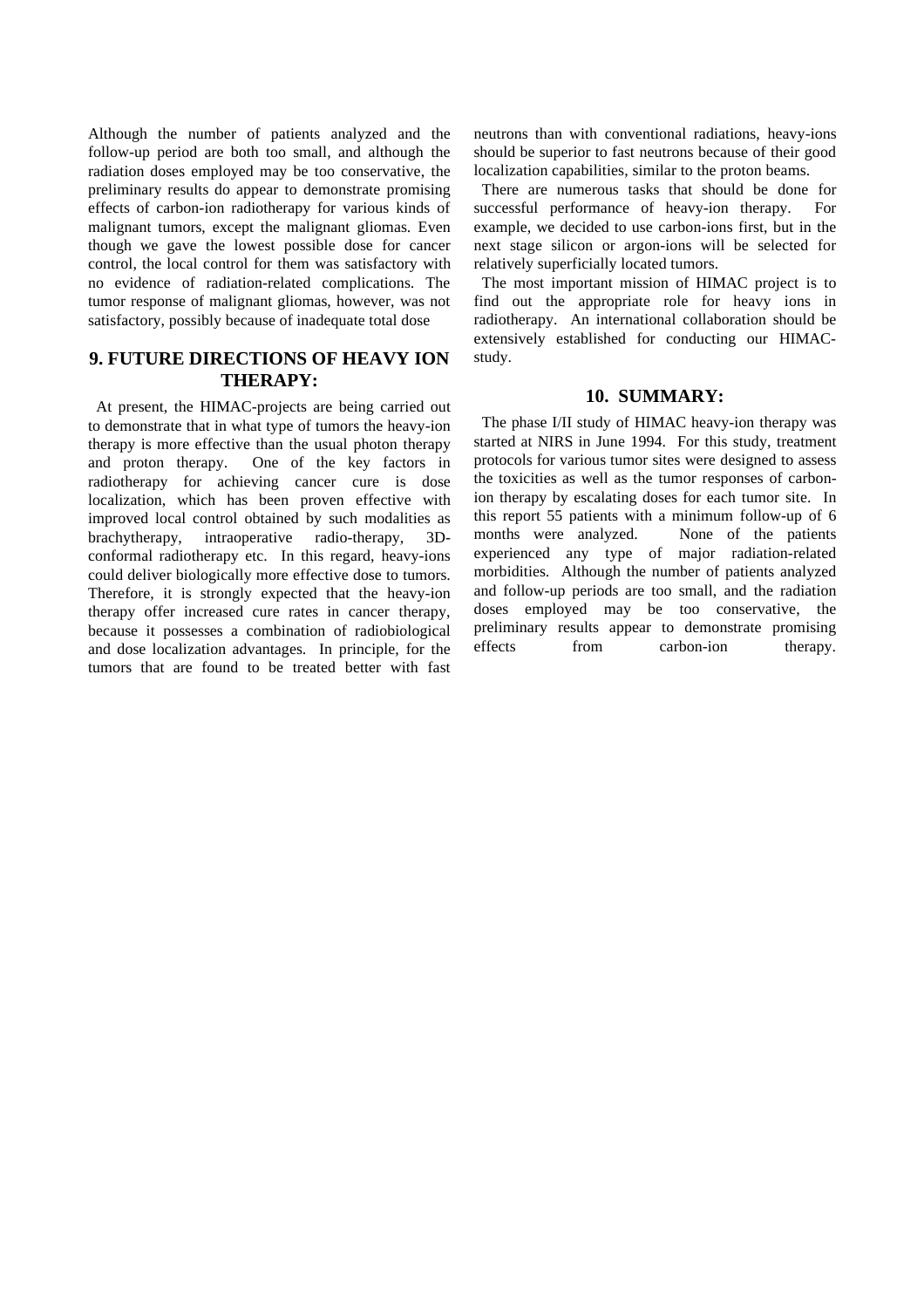Although the number of patients analyzed and the follow-up period are both too small, and although the radiation doses employed may be too conservative, the preliminary results do appear to demonstrate promising effects of carbon-ion radiotherapy for various kinds of malignant tumors, except the malignant gliomas. Even though we gave the lowest possible dose for cancer control, the local control for them was satisfactory with no evidence of radiation-related complications. The tumor response of malignant gliomas, however, was not satisfactory, possibly because of inadequate total dose

## 9. FUTURE DIRECTIONS OF HEAVY ION THERAPY:

At present, the HIMAC-projects are being carried out to demonstrate that in what type of tumors the heavy-ion therapy is more effective than the usual photon therapy and proton therapy. One of the key factors in radiotherapy for achieving cancer cure is dose localization, which has been proven effective with improved local control obtained by such modalities as brachytherapy, intraoperative radio-therapy, 3D-conformal radiotherapy etc. In this regard, heavy-ions could deliver biologically more effective dose to tumors. Therefore, it is strongly expected that the heavy-ion therapy offer increased cure rates in cancer therapy, because it possesses a combination of radiobiological and dose localization advantages. In principle, for the tumors that are found to be treated better with fast neutrons than with conventional radiations, heavy-ions should be superior to fast neutrons because of their good localization capabilities, similar to the proton beams.

There are numerous tasks that should be done for successful performance of heavy-ion therapy. For example, we decided to use carbon-ions first, but in the next stage silicon or argon-ions will be selected for relatively superficially located tumors.

The most important mission of HIMAC project is to find out the appropriate role for heavy ions in radiotherapy. An international collaboration should be extensively established for conducting our HIMAC-study.

## 10. SUMMARY:

The phase I/II study of HIMAC heavy-ion therapy was started at NIRS in June 1994. For this study, treatment protocols for various tumor sites were designed to assess the toxicities as well as the tumor responses of carbon-ion therapy by escalating doses for each tumor site. In this report 55 patients with a minimum follow-up of 6 months were analyzed. None of the patients experienced any type of major radiation-related morbidities. Although the number of patients analyzed and follow-up periods are too small, and the radiation doses employed may be too conservative, the preliminary results appear to demonstrate promising effects from carbon-ion therapy.